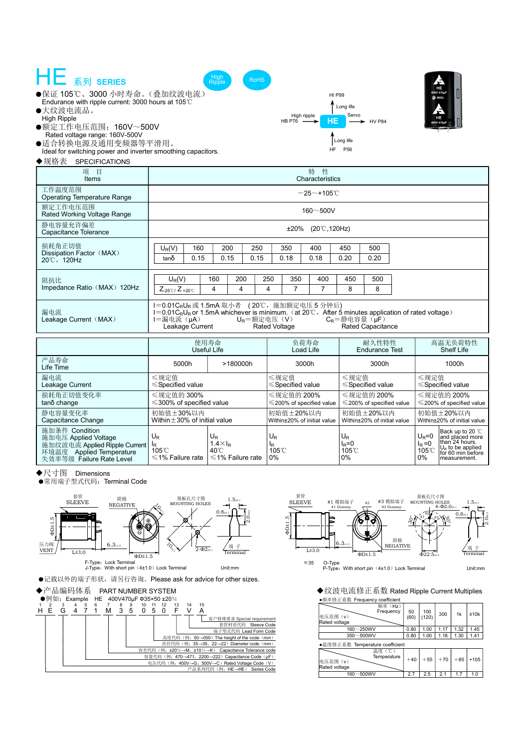# HE 系列 SERIES

High Ripple　RoHS

●保证 105℃、3000 小时寿命。（叠加纹波电流）
Endurance with ripple current: 3000 hours at 105℃

●大纹波电流品。
High Ripple

●额定工作电压范围：160V～500V
Rated voltage range: 160V-500V

●适合转换电源及通用变频器等平滑用。
Ideal for switching power and inverter smoothing capacitors.

HI P99 —Long life→ HE; HB P76 —High ripple→ HE; HE —Servo→ HV P84; HF P56 —Long life→ HE

## ◆规格表 SPECIFICATIONS

| 项　目 Items | 特　性 Characteristics |
|---|---|
| 工作温度范围 Operating Temperature Range | －25～+105℃ |
| 额定工作电压范围 Rated Working Voltage Range | 160～500V |
| 静电容量允许偏差 Capacitance Tolerance | ±20%　(20℃,120Hz) |
| 损耗角正切值 Dissipation Factor（MAX） 20℃，120Hz | $U_R$(V): 160 / 200 / 250 / 350 / 400 / 450 / 500; tanδ: 0.15 / 0.15 / 0.15 / 0.18 / 0.18 / 0.20 / 0.20 |
| 阻抗比 Impedance Ratio（MAX）120Hz | $U_R$(V): 160 / 200 / 250 / 350 / 400 / 450 / 500; $Z_{-25℃}/Z_{+20℃}$: 4 / 4 / 4 / 7 / 7 / 8 / 8 |
| 漏电流 Leakage Current（MAX） | $I=0.01C_RU_R$ 或 1.5mA 取小者　(20℃，施加额定电压 5 分钟后) $I=0.01C_RU_R$ or 1.5mA whichever is minimum.（at 20℃，After 5 minutes application of rated voltage） I＝漏电流（μA） Leakage Current　$U_R$＝额定电压（V） Rated Voltage　$C_R$＝静电容量（μF） Rated Capacitance |

| | 使用寿命 Useful Life | | 负荷寿命 Load Life | 耐久性特性 Endurance Test | 高温无负荷特性 Shelf Life |
|---|---|---|---|---|---|
| 产品寿命 Life Time | 5000h | >180000h | 3000h | 3000h | 1000h |
| 漏电流 Leakage Current | ≤规定值 ≤Specified value | | ≤规定值 ≤Specified value | ≤规定值 ≤Specified value | ≤规定值 ≤Specified value |
| 损耗角正切值变化率 tanδ change | ≤规定值的 300% ≤300% of specified value | | ≤规定值的 200% ≤200% of specified value | ≤规定值的 200% ≤200% of specified value | ≤规定值的 200% ≤200% of specified value |
| 静电容量变化率 Capacitance Change | 初始值±30%以内 Within±30% of initial value | | 初始值±20%以内 Within±20% of initial value | 初始值±20%以内 Within±20% of initial value | 初始值±20%以内 Within±20% of initial value |
| 施加条件 Condition / 施加电压 Applied Voltage / 施加纹波电流 Applied Ripple Current / 环境温度 Applied Temperature / 失效率等级 Failure Rate Level | $U_R$ / $I_R$ / 105℃ / ≤1% Failure rate | $U_R$ / $1.4\times I_R$ / 40℃ / ≤1% Failure rate | $U_R$ / $I_R$ / 105℃ / 0% | $U_R$ / $I_R=0$ / 105℃ / 0% | $U_R=0$ / $I_R=0$ / 105℃ / 0% — Back up to 20 ℃ and placed more than 24 hours. $U_R$ to be applied for 60 min before measurement. |

## ◆尺寸图 Dimensions

●常用端子型式代码：Terminal Code

F-Type: Lock Terminal
J-Type: With short pin（4±1.0）Lock Terminal　Unit:mm

Φ35　O-Type
P-Type: With short pin（4±1.0）Lock Terminal　Unit:mm

●记载以外的端子形状，请另行咨询。Please ask for advice for other sizes.

## ◆产品编码体系 PART NUMBER SYSTEM

●例如：Example　HE　400V470μF Φ35×50 ±20％

| 1 | 2 | 3 | 4 | 5 | 6 | 7 | 8 | 9 | 10 | 11 | 12 | 13 | 14 | 15 |
|---|---|---|---|---|---|---|---|---|---|---|---|---|---|---|
| H | E | G | 4 | 7 | 1 | M | 3 | 5 | 0 | 5 | 0 | F | V | A |

- 客户特殊要求 Special requirement
- 套管材质代码 Sleeve Code
- 端子型式代码 Lead Form Code
- 高度代码（例：50→050）The height of the code（mm）
- 直径代码（例：35→35，22→22）Diameter code（mm）
- 容差代码（例：±20％→M，±10％→K） Capacitance Tolerance code
- 容量代码（例：470→471，2200→222）Capacitance Code（μF）
- 电压代码（例：400V→G，500V→C）Rated Voltage Code（V）
- 产品系列代码（例：HE→HE） Series Code

## ◆纹波电流修正系数 Rated Ripple Current Multiplies

●频率修正系数 Frequency coefficient

| 电压范围（v） Rated voltage \ 频率（Hz） Frequency | 50 (60) | 100 (120) | 300 | 1k | ≥10k |
|---|---|---|---|---|---|
| 160～250WV | 0.80 | 1.00 | 1.17 | 1.32 | 1.45 |
| 350～500WV | 0.80 | 1.00 | 1.16 | 1.30 | 1.41 |

●温度修正系数 Temperature coefficient

| 电压范围（v） Rated voltage \ 温度（℃） Temperature | +40 | +55 | +70 | +85 | +105 |
|---|---|---|---|---|---|
| 160～500WV | 2.7 | 2.5 | 2.1 | 1.7 | 1.0 |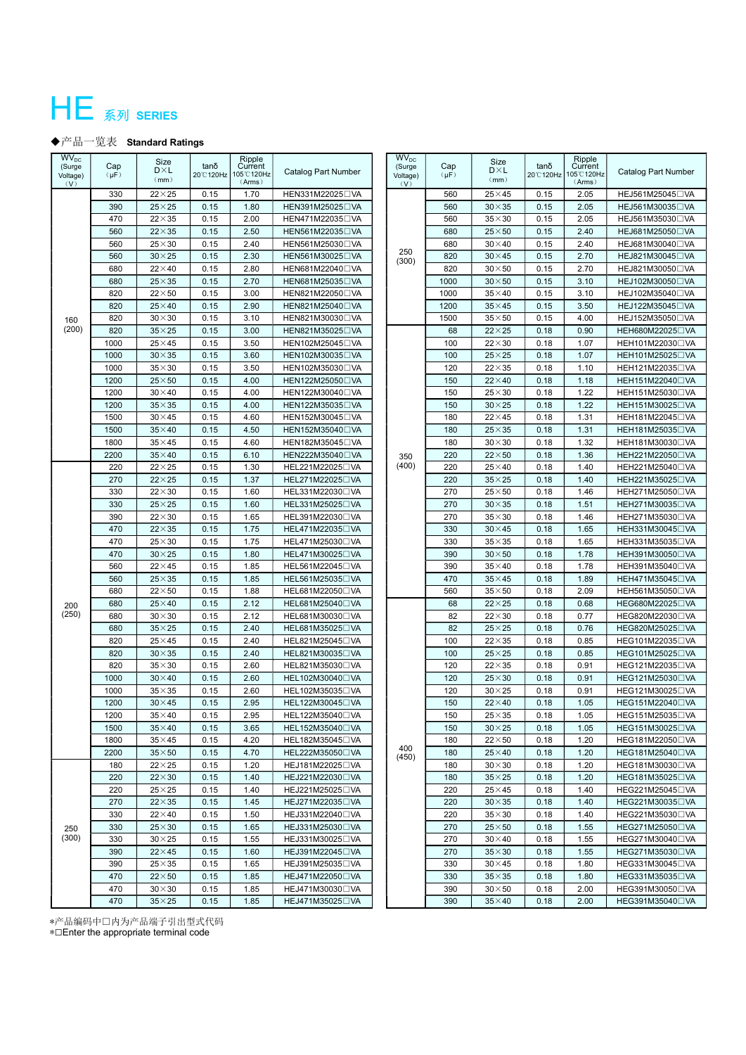# HE 系列 SERIES

◆产品一览表 **Standard Ratings**

| $WV_{DC}$ (Surge Voltage) (V) | Cap (μF) | Size D×L (mm) | tanδ 20℃120Hz | Ripple Current 105℃120Hz (Arms) | Catalog Part Number |
|---|---|---|---|---|---|
| 160 (200) | 330 | 22×25 | 0.15 | 1.70 | HEN331M22025□VA |
| | 390 | 25×25 | 0.15 | 1.80 | HEN391M25025□VA |
| | 470 | 22×35 | 0.15 | 2.00 | HEN471M22035□VA |
| | 560 | 22×35 | 0.15 | 2.50 | HEN561M22035□VA |
| | 560 | 25×30 | 0.15 | 2.40 | HEN561M25030□VA |
| | 560 | 30×25 | 0.15 | 2.30 | HEN561M30025□VA |
| | 680 | 22×40 | 0.15 | 2.80 | HEN681M22040□VA |
| | 680 | 25×35 | 0.15 | 2.70 | HEN681M25035□VA |
| | 820 | 22×50 | 0.15 | 3.00 | HEN821M22050□VA |
| | 820 | 25×40 | 0.15 | 2.90 | HEN821M25040□VA |
| | 820 | 30×30 | 0.15 | 3.10 | HEN821M30030□VA |
| | 820 | 35×25 | 0.15 | 3.00 | HEN821M35025□VA |
| | 1000 | 25×45 | 0.15 | 3.50 | HEN102M25045□VA |
| | 1000 | 30×35 | 0.15 | 3.60 | HEN102M30035□VA |
| | 1000 | 35×30 | 0.15 | 3.50 | HEN102M35030□VA |
| | 1200 | 25×50 | 0.15 | 4.00 | HEN122M25050□VA |
| | 1200 | 30×40 | 0.15 | 4.00 | HEN122M30040□VA |
| | 1200 | 35×35 | 0.15 | 4.00 | HEN122M35035□VA |
| | 1500 | 30×45 | 0.15 | 4.60 | HEN152M30045□VA |
| | 1500 | 35×40 | 0.15 | 4.50 | HEN152M35040□VA |
| | 1800 | 35×45 | 0.15 | 4.60 | HEN182M35045□VA |
| | 2200 | 35×40 | 0.15 | 6.10 | HEN222M35040□VA |
| 200 (250) | 220 | 22×25 | 0.15 | 1.30 | HEL221M22025□VA |
| | 270 | 22×25 | 0.15 | 1.37 | HEL271M22025□VA |
| | 330 | 22×30 | 0.15 | 1.60 | HEL331M22030□VA |
| | 330 | 25×25 | 0.15 | 1.60 | HEL331M25025□VA |
| | 390 | 22×30 | 0.15 | 1.65 | HEL391M22030□VA |
| | 470 | 22×35 | 0.15 | 1.75 | HEL471M22035□VA |
| | 470 | 25×30 | 0.15 | 1.75 | HEL471M25030□VA |
| | 470 | 30×25 | 0.15 | 1.80 | HEL471M30025□VA |
| | 560 | 22×45 | 0.15 | 1.85 | HEL561M22045□VA |
| | 560 | 25×35 | 0.15 | 1.85 | HEL561M25035□VA |
| | 680 | 22×50 | 0.15 | 1.88 | HEL681M22050□VA |
| | 680 | 25×40 | 0.15 | 2.12 | HEL681M25040□VA |
| | 680 | 30×30 | 0.15 | 2.12 | HEL681M30030□VA |
| | 680 | 35×25 | 0.15 | 2.40 | HEL681M35025□VA |
| | 820 | 25×45 | 0.15 | 2.40 | HEL821M25045□VA |
| | 820 | 30×35 | 0.15 | 2.40 | HEL821M30035□VA |
| | 820 | 35×30 | 0.15 | 2.60 | HEL821M35030□VA |
| | 1000 | 30×40 | 0.15 | 2.60 | HEL102M30040□VA |
| | 1000 | 35×35 | 0.15 | 2.60 | HEL102M35035□VA |
| | 1200 | 30×45 | 0.15 | 2.95 | HEL122M30045□VA |
| | 1200 | 35×40 | 0.15 | 2.95 | HEL122M35040□VA |
| | 1500 | 35×40 | 0.15 | 3.65 | HEL152M35040□VA |
| | 1800 | 35×45 | 0.15 | 4.20 | HEL182M35045□VA |
| | 2200 | 35×50 | 0.15 | 4.70 | HEL222M35050□VA |
| 250 (300) | 180 | 22×25 | 0.15 | 1.20 | HEJ181M22025□VA |
| | 220 | 22×30 | 0.15 | 1.40 | HEJ221M22030□VA |
| | 220 | 25×25 | 0.15 | 1.40 | HEJ221M25025□VA |
| | 270 | 22×35 | 0.15 | 1.45 | HEJ271M22035□VA |
| | 330 | 22×40 | 0.15 | 1.50 | HEJ331M22040□VA |
| | 330 | 25×30 | 0.15 | 1.65 | HEJ331M25030□VA |
| | 330 | 30×25 | 0.15 | 1.55 | HEJ331M30025□VA |
| | 390 | 22×45 | 0.15 | 1.60 | HEJ391M22045□VA |
| | 390 | 25×35 | 0.15 | 1.65 | HEJ391M25035□VA |
| | 470 | 22×50 | 0.15 | 1.85 | HEJ471M22050□VA |
| | 470 | 30×30 | 0.15 | 1.85 | HEJ471M30030□VA |
| | 470 | 35×25 | 0.15 | 1.85 | HEJ471M35025□VA |
| 250 (300) | 560 | 25×45 | 0.15 | 2.05 | HEJ561M25045□VA |
| | 560 | 30×35 | 0.15 | 2.05 | HEJ561M30035□VA |
| | 560 | 35×30 | 0.15 | 2.05 | HEJ561M35030□VA |
| | 680 | 25×50 | 0.15 | 2.40 | HEJ681M25050□VA |
| | 680 | 30×40 | 0.15 | 2.40 | HEJ681M30040□VA |
| | 820 | 30×45 | 0.15 | 2.70 | HEJ821M30045□VA |
| | 820 | 30×50 | 0.15 | 2.70 | HEJ821M30050□VA |
| | 1000 | 30×50 | 0.15 | 3.10 | HEJ102M30050□VA |
| | 1000 | 35×40 | 0.15 | 3.10 | HEJ102M35040□VA |
| | 1200 | 35×45 | 0.15 | 3.50 | HEJ122M35045□VA |
| | 1500 | 35×50 | 0.15 | 4.00 | HEJ152M35050□VA |
| 350 (400) | 68 | 22×25 | 0.18 | 0.90 | HEH680M22025□VA |
| | 100 | 22×30 | 0.18 | 1.07 | HEH101M22030□VA |
| | 100 | 25×25 | 0.18 | 1.07 | HEH101M25025□VA |
| | 120 | 22×35 | 0.18 | 1.10 | HEH121M22035□VA |
| | 150 | 22×40 | 0.18 | 1.18 | HEH151M22040□VA |
| | 150 | 25×30 | 0.18 | 1.22 | HEH151M25030□VA |
| | 150 | 30×25 | 0.18 | 1.22 | HEH151M30025□VA |
| | 180 | 22×45 | 0.18 | 1.31 | HEH181M22045□VA |
| | 180 | 25×35 | 0.18 | 1.31 | HEH181M25035□VA |
| | 180 | 30×30 | 0.18 | 1.32 | HEH181M30030□VA |
| | 220 | 22×50 | 0.18 | 1.36 | HEH221M22050□VA |
| | 220 | 25×40 | 0.18 | 1.40 | HEH221M25040□VA |
| | 220 | 35×25 | 0.18 | 1.40 | HEH221M35025□VA |
| | 270 | 25×50 | 0.18 | 1.46 | HEH271M25050□VA |
| | 270 | 30×35 | 0.18 | 1.51 | HEH271M30035□VA |
| | 270 | 35×30 | 0.18 | 1.46 | HEH271M35030□VA |
| | 330 | 30×45 | 0.18 | 1.65 | HEH331M30045□VA |
| | 330 | 35×35 | 0.18 | 1.65 | HEH331M35035□VA |
| | 390 | 30×50 | 0.18 | 1.78 | HEH391M30050□VA |
| | 390 | 35×40 | 0.18 | 1.78 | HEH391M35040□VA |
| | 470 | 35×45 | 0.18 | 1.89 | HEH471M35045□VA |
| | 560 | 35×50 | 0.18 | 2.09 | HEH561M35050□VA |
| 400 (450) | 68 | 22×25 | 0.18 | 0.68 | HEG680M22025□VA |
| | 82 | 22×30 | 0.18 | 0.77 | HEG820M22030□VA |
| | 82 | 25×25 | 0.18 | 0.76 | HEG820M25025□VA |
| | 100 | 22×35 | 0.18 | 0.85 | HEG101M22035□VA |
| | 100 | 25×25 | 0.18 | 0.85 | HEG101M25025□VA |
| | 120 | 22×35 | 0.18 | 0.91 | HEG121M22035□VA |
| | 120 | 25×30 | 0.18 | 0.91 | HEG121M25030□VA |
| | 120 | 30×25 | 0.18 | 0.91 | HEG121M30025□VA |
| | 150 | 22×40 | 0.18 | 1.05 | HEG151M22040□VA |
| | 150 | 25×35 | 0.18 | 1.05 | HEG151M25035□VA |
| | 150 | 30×25 | 0.18 | 1.05 | HEG151M30025□VA |
| | 180 | 22×50 | 0.18 | 1.20 | HEG181M22050□VA |
| | 180 | 25×40 | 0.18 | 1.20 | HEG181M25040□VA |
| | 180 | 30×30 | 0.18 | 1.20 | HEG181M30030□VA |
| | 180 | 35×25 | 0.18 | 1.20 | HEG181M35025□VA |
| | 220 | 25×45 | 0.18 | 1.40 | HEG221M25045□VA |
| | 220 | 30×35 | 0.18 | 1.40 | HEG221M30035□VA |
| | 220 | 35×30 | 0.18 | 1.40 | HEG221M35030□VA |
| | 270 | 25×50 | 0.18 | 1.55 | HEG271M25050□VA |
| | 270 | 30×40 | 0.18 | 1.55 | HEG271M30040□VA |
| | 270 | 35×30 | 0.18 | 1.55 | HEG271M35030□VA |
| | 330 | 30×45 | 0.18 | 1.80 | HEG331M30045□VA |
| | 330 | 35×35 | 0.18 | 1.80 | HEG331M35035□VA |
| | 390 | 30×50 | 0.18 | 2.00 | HEG391M30050□VA |
| | 390 | 35×40 | 0.18 | 2.00 | HEG391M35040□VA |

*产品编码中□内为产品端子引出型式代码
*□Enter the appropriate terminal code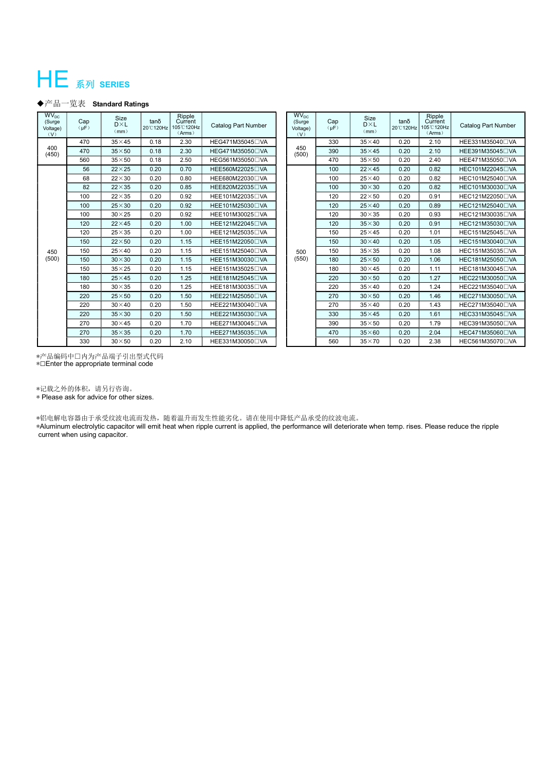# HE 系列 SERIES

◆产品一览表 **Standard Ratings**

| $WV_{DC}$ (Surge Voltage) (V) | Cap (μF) | Size D×L (mm) | tanδ 20℃120Hz | Ripple Current 105℃120Hz (Arms) | Catalog Part Number |
|---|---|---|---|---|---|
| 400 (450) | 470 | 35×45 | 0.18 | 2.30 | HEG471M35045□VA |
| | 470 | 35×50 | 0.18 | 2.30 | HEG471M35050□VA |
| | 560 | 35×50 | 0.18 | 2.50 | HEG561M35050□VA |
| 450 (500) | 56 | 22×25 | 0.20 | 0.70 | HEE560M22025□VA |
| | 68 | 22×30 | 0.20 | 0.80 | HEE680M22030□VA |
| | 82 | 22×35 | 0.20 | 0.85 | HEE820M22035□VA |
| | 100 | 22×35 | 0.20 | 0.92 | HEE101M22035□VA |
| | 100 | 25×30 | 0.20 | 0.92 | HEE101M25030□VA |
| | 100 | 30×25 | 0.20 | 0.92 | HEE101M30025□VA |
| | 120 | 22×45 | 0.20 | 1.00 | HEE121M22045□VA |
| | 120 | 25×35 | 0.20 | 1.00 | HEE121M25035□VA |
| | 150 | 22×50 | 0.20 | 1.15 | HEE151M22050□VA |
| | 150 | 25×40 | 0.20 | 1.15 | HEE151M25040□VA |
| | 150 | 30×30 | 0.20 | 1.15 | HEE151M30030□VA |
| | 150 | 35×25 | 0.20 | 1.15 | HEE151M35025□VA |
| | 180 | 25×45 | 0.20 | 1.25 | HEE181M25045□VA |
| | 180 | 30×35 | 0.20 | 1.25 | HEE181M30035□VA |
| | 220 | 25×50 | 0.20 | 1.50 | HEE221M25050□VA |
| | 220 | 30×40 | 0.20 | 1.50 | HEE221M30040□VA |
| | 220 | 35×30 | 0.20 | 1.50 | HEE221M35030□VA |
| | 270 | 30×45 | 0.20 | 1.70 | HEE271M30045□VA |
| | 270 | 35×35 | 0.20 | 1.70 | HEE271M35035□VA |
| | 330 | 30×50 | 0.20 | 2.10 | HEE331M30050□VA |
| 450 (500) | 330 | 35×40 | 0.20 | 2.10 | HEE331M35040□VA |
| | 390 | 35×45 | 0.20 | 2.10 | HEE391M35045□VA |
| | 470 | 35×50 | 0.20 | 2.40 | HEE471M35050□VA |
| 500 (550) | 100 | 22×45 | 0.20 | 0.82 | HEC101M22045□VA |
| | 100 | 25×40 | 0.20 | 0.82 | HEC101M25040□VA |
| | 100 | 30×30 | 0.20 | 0.82 | HEC101M30030□VA |
| | 120 | 22×50 | 0.20 | 0.91 | HEC121M22050□VA |
| | 120 | 25×40 | 0.20 | 0.89 | HEC121M25040□VA |
| | 120 | 30×35 | 0.20 | 0.93 | HEC121M30035□VA |
| | 120 | 35×30 | 0.20 | 0.91 | HEC121M35030□VA |
| | 150 | 25×45 | 0.20 | 1.01 | HEC151M25045□VA |
| | 150 | 30×40 | 0.20 | 1.05 | HEC151M30040□VA |
| | 150 | 35×35 | 0.20 | 1.08 | HEC151M35035□VA |
| | 180 | 25×50 | 0.20 | 1.06 | HEC181M25050□VA |
| | 180 | 30×45 | 0.20 | 1.11 | HEC181M30045□VA |
| | 220 | 30×50 | 0.20 | 1.27 | HEC221M30050□VA |
| | 220 | 35×40 | 0.20 | 1.24 | HEC221M35040□VA |
| | 270 | 30×50 | 0.20 | 1.46 | HEC271M30050□VA |
| | 270 | 35×40 | 0.20 | 1.43 | HEC271M35040□VA |
| | 330 | 35×45 | 0.20 | 1.61 | HEC331M35045□VA |
| | 390 | 35×50 | 0.20 | 1.79 | HEC391M35050□VA |
| | 470 | 35×60 | 0.20 | 2.04 | HEC471M35060□VA |
| | 560 | 35×70 | 0.20 | 2.38 | HEC561M35070□VA |

*产品编码中□内为产品端子引出型式代码
*□Enter the appropriate terminal code

*记载之外的体积，请另行咨询。
* Please ask for advice for other sizes.

*铝电解电容器由于承受纹波电流而发热，随着温升而发生性能劣化。请在使用中降低产品承受的纹波电流。
*Aluminum electrolytic capacitor will emit heat when ripple current is applied, the performance will deteriorate when temp. rises. Please reduce the ripple current when using capacitor.